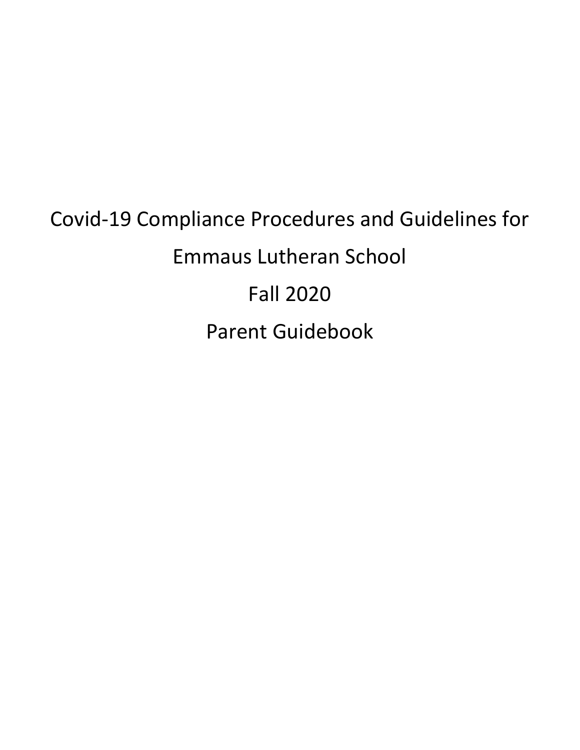# Covid-19 Compliance Procedures and Guidelines for Emmaus Lutheran School

# Fall 2020

# Parent Guidebook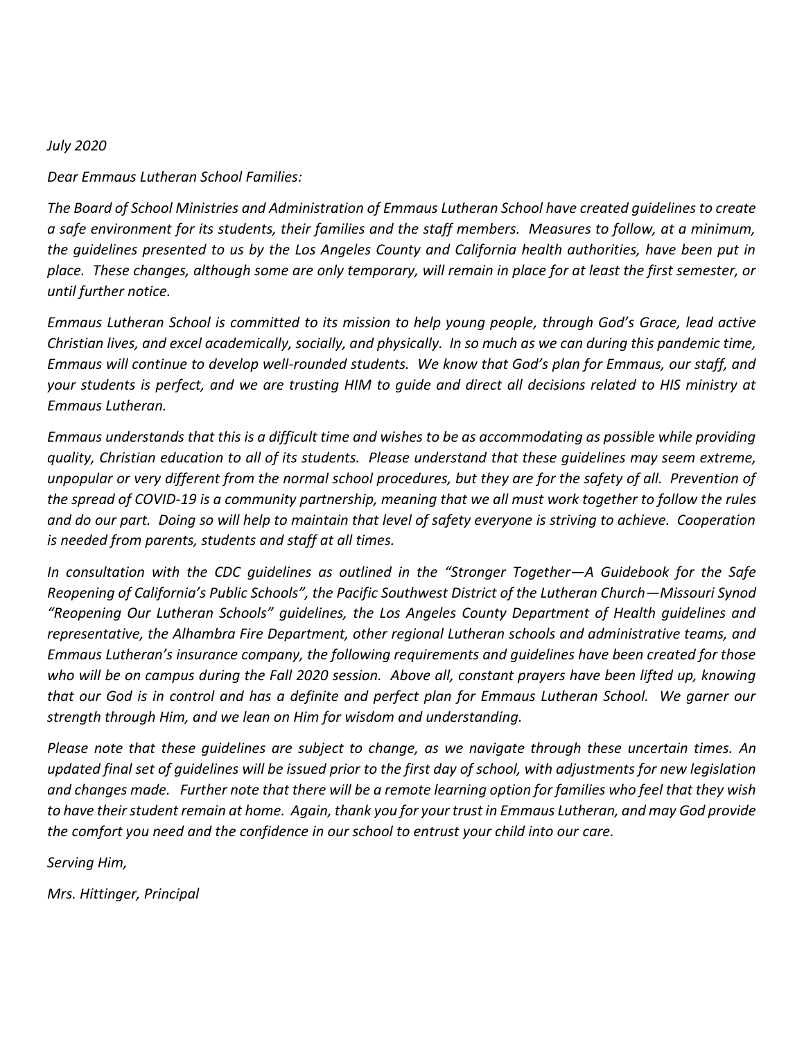*July 2020*

*Dear Emmaus Lutheran School Families:*

*The Board of School Ministries and Administration of Emmaus Lutheran School have created guidelines to create a safe environment for its students, their families and the staff members. Measures to follow, at a minimum, the guidelines presented to us by the Los Angeles County and California health authorities, have been put in place. These changes, although some are only temporary, will remain in place for at least the first semester, or until further notice.*

*Emmaus Lutheran School is committed to its mission to help young people, through God's Grace, lead active Christian lives, and excel academically, socially, and physically. In so much as we can during this pandemic time, Emmaus will continue to develop well-rounded students. We know that God's plan for Emmaus, our staff, and your students is perfect, and we are trusting HIM to guide and direct all decisions related to HIS ministry at Emmaus Lutheran.*

*Emmaus understands that this is a difficult time and wishes to be as accommodating as possible while providing quality, Christian education to all of its students. Please understand that these guidelines may seem extreme, unpopular or very different from the normal school procedures, but they are for the safety of all. Prevention of the spread of COVID-19 is a community partnership, meaning that we all must work together to follow the rules and do our part. Doing so will help to maintain that level of safety everyone is striving to achieve. Cooperation is needed from parents, students and staff at all times.*

*In consultation with the CDC guidelines as outlined in the "Stronger Together—A Guidebook for the Safe Reopening of California's Public Schools", the Pacific Southwest District of the Lutheran Church—Missouri Synod "Reopening Our Lutheran Schools" guidelines, the Los Angeles County Department of Health guidelines and representative, the Alhambra Fire Department, other regional Lutheran schools and administrative teams, and Emmaus Lutheran's insurance company, the following requirements and guidelines have been created for those who will be on campus during the Fall 2020 session. Above all, constant prayers have been lifted up, knowing that our God is in control and has a definite and perfect plan for Emmaus Lutheran School. We garner our strength through Him, and we lean on Him for wisdom and understanding.*

*Please note that these guidelines are subject to change, as we navigate through these uncertain times. An updated final set of guidelines will be issued prior to the first day of school, with adjustments for new legislation and changes made. Further note that there will be a remote learning option for families who feel that they wish to have their student remain at home. Again, thank you for your trust in Emmaus Lutheran, and may God provide the comfort you need and the confidence in our school to entrust your child into our care.*

*Serving Him,*

*Mrs. Hittinger, Principal*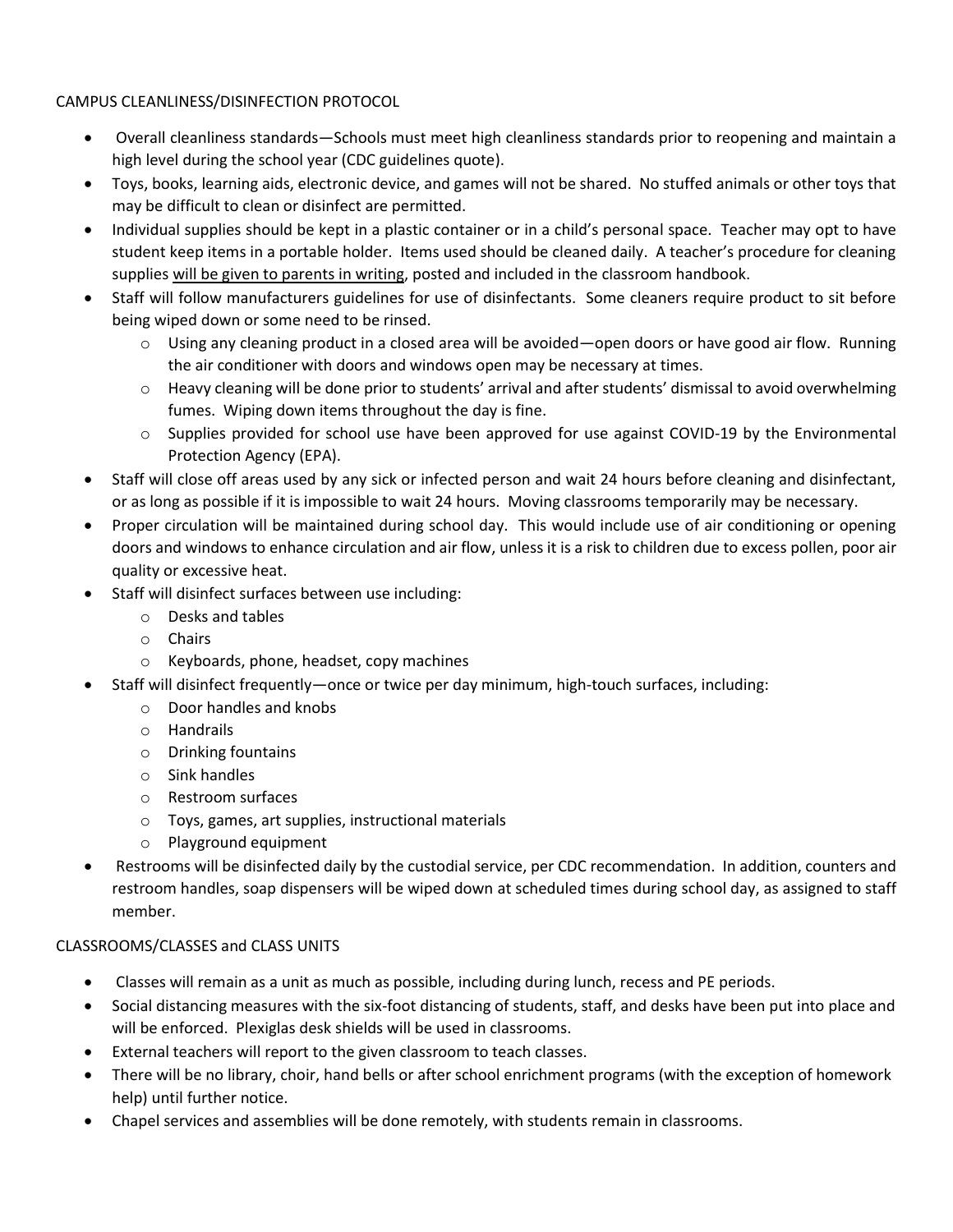## CAMPUS CLEANLINESS/DISINFECTION PROTOCOL

- Overall cleanliness standards—Schools must meet high cleanliness standards prior to reopening and maintain a high level during the school year (CDC guidelines quote).
- Toys, books, learning aids, electronic device, and games will not be shared. No stuffed animals or other toys that may be difficult to clean or disinfect are permitted.
- Individual supplies should be kept in a plastic container or in a child's personal space. Teacher may opt to have student keep items in a portable holder. Items used should be cleaned daily. A teacher's procedure for cleaning supplies <u>will be given to parents in writing</u>, posted and included in the classroom handbook.
- Staff will follow manufacturers guidelines for use of disinfectants. Some cleaners require product to sit before being wiped down or some need to be rinsed.
    - Using any cleaning product in a closed area will be avoided—open doors or have good air flow. Running the air conditioner with doors and windows open may be necessary at times.
    - Heavy cleaning will be done prior to students' arrival and after students' dismissal to avoid overwhelming fumes. Wiping down items throughout the day is fine.
    - Supplies provided for school use have been approved for use against COVID-19 by the Environmental Protection Agency (EPA).
- Staff will close off areas used by any sick or infected person and wait 24 hours before cleaning and disinfectant, or as long as possible if it is impossible to wait 24 hours. Moving classrooms temporarily may be necessary.
- Proper circulation will be maintained during school day. This would include use of air conditioning or opening doors and windows to enhance circulation and air flow, unless it is a risk to children due to excess pollen, poor air quality or excessive heat.
- Staff will disinfect surfaces between use including:
    - Desks and tables
    - Chairs
    - Keyboards, phone, headset, copy machines
- Staff will disinfect frequently—once or twice per day minimum, high-touch surfaces, including:
    - Door handles and knobs
    - Handrails
    - Drinking fountains
    - Sink handles
    - Restroom surfaces
    - Toys, games, art supplies, instructional materials
    - Playground equipment
- Restrooms will be disinfected daily by the custodial service, per CDC recommendation. In addition, counters and restroom handles, soap dispensers will be wiped down at scheduled times during school day, as assigned to staff member.

## CLASSROOMS/CLASSES and CLASS UNITS

- Classes will remain as a unit as much as possible, including during lunch, recess and PE periods.
- Social distancing measures with the six-foot distancing of students, staff, and desks have been put into place and will be enforced. Plexiglas desk shields will be used in classrooms.
- External teachers will report to the given classroom to teach classes.
- There will be no library, choir, hand bells or after school enrichment programs (with the exception of homework help) until further notice.
- Chapel services and assemblies will be done remotely, with students remain in classrooms.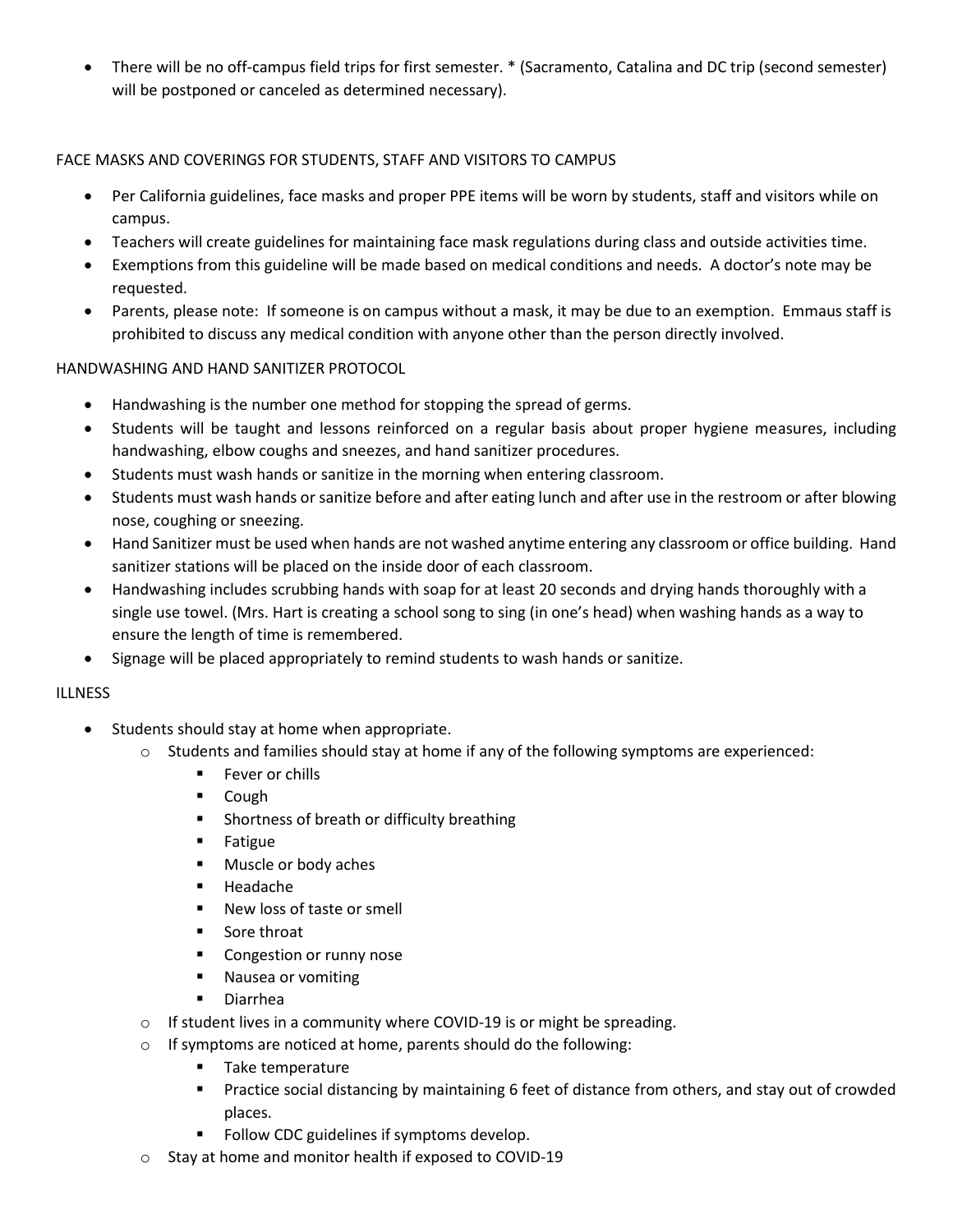- There will be no off-campus field trips for first semester. * (Sacramento, Catalina and DC trip (second semester) will be postponed or canceled as determined necessary).

FACE MASKS AND COVERINGS FOR STUDENTS, STAFF AND VISITORS TO CAMPUS

- Per California guidelines, face masks and proper PPE items will be worn by students, staff and visitors while on campus.
- Teachers will create guidelines for maintaining face mask regulations during class and outside activities time.
- Exemptions from this guideline will be made based on medical conditions and needs. A doctor's note may be requested.
- Parents, please note: If someone is on campus without a mask, it may be due to an exemption. Emmaus staff is prohibited to discuss any medical condition with anyone other than the person directly involved.

HANDWASHING AND HAND SANITIZER PROTOCOL

- Handwashing is the number one method for stopping the spread of germs.
- Students will be taught and lessons reinforced on a regular basis about proper hygiene measures, including handwashing, elbow coughs and sneezes, and hand sanitizer procedures.
- Students must wash hands or sanitize in the morning when entering classroom.
- Students must wash hands or sanitize before and after eating lunch and after use in the restroom or after blowing nose, coughing or sneezing.
- Hand Sanitizer must be used when hands are not washed anytime entering any classroom or office building. Hand sanitizer stations will be placed on the inside door of each classroom.
- Handwashing includes scrubbing hands with soap for at least 20 seconds and drying hands thoroughly with a single use towel. (Mrs. Hart is creating a school song to sing (in one's head) when washing hands as a way to ensure the length of time is remembered.
- Signage will be placed appropriately to remind students to wash hands or sanitize.

ILLNESS

- Students should stay at home when appropriate.
  - Students and families should stay at home if any of the following symptoms are experienced:
    - Fever or chills
    - Cough
    - Shortness of breath or difficulty breathing
    - Fatigue
    - Muscle or body aches
    - Headache
    - New loss of taste or smell
    - Sore throat
    - Congestion or runny nose
    - Nausea or vomiting
    - Diarrhea
  - If student lives in a community where COVID-19 is or might be spreading.
  - If symptoms are noticed at home, parents should do the following:
    - Take temperature
    - Practice social distancing by maintaining 6 feet of distance from others, and stay out of crowded places.
    - Follow CDC guidelines if symptoms develop.
  - Stay at home and monitor health if exposed to COVID-19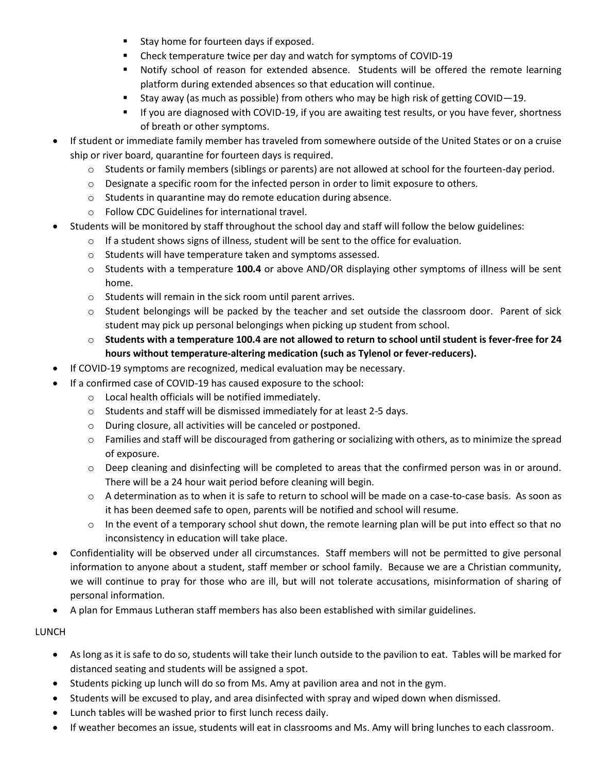- Stay home for fourteen days if exposed.
    - Check temperature twice per day and watch for symptoms of COVID-19
    - Notify school of reason for extended absence. Students will be offered the remote learning platform during extended absences so that education will continue.
    - Stay away (as much as possible) from others who may be high risk of getting COVID—19.
    - If you are diagnosed with COVID-19, if you are awaiting test results, or you have fever, shortness of breath or other symptoms.
- If student or immediate family member has traveled from somewhere outside of the United States or on a cruise ship or river board, quarantine for fourteen days is required.
    - Students or family members (siblings or parents) are not allowed at school for the fourteen-day period.
    - Designate a specific room for the infected person in order to limit exposure to others.
    - Students in quarantine may do remote education during absence.
    - Follow CDC Guidelines for international travel.
- Students will be monitored by staff throughout the school day and staff will follow the below guidelines:
    - If a student shows signs of illness, student will be sent to the office for evaluation.
    - Students will have temperature taken and symptoms assessed.
    - Students with a temperature **100.4** or above AND/OR displaying other symptoms of illness will be sent home.
    - Students will remain in the sick room until parent arrives.
    - Student belongings will be packed by the teacher and set outside the classroom door. Parent of sick student may pick up personal belongings when picking up student from school.
    - **Students with a temperature 100.4 are not allowed to return to school until student is fever-free for 24 hours without temperature-altering medication (such as Tylenol or fever-reducers).**
- If COVID-19 symptoms are recognized, medical evaluation may be necessary.
- If a confirmed case of COVID-19 has caused exposure to the school:
    - Local health officials will be notified immediately.
    - Students and staff will be dismissed immediately for at least 2-5 days.
    - During closure, all activities will be canceled or postponed.
    - Families and staff will be discouraged from gathering or socializing with others, as to minimize the spread of exposure.
    - Deep cleaning and disinfecting will be completed to areas that the confirmed person was in or around. There will be a 24 hour wait period before cleaning will begin.
    - A determination as to when it is safe to return to school will be made on a case-to-case basis. As soon as it has been deemed safe to open, parents will be notified and school will resume.
    - In the event of a temporary school shut down, the remote learning plan will be put into effect so that no inconsistency in education will take place.
- Confidentiality will be observed under all circumstances. Staff members will not be permitted to give personal information to anyone about a student, staff member or school family. Because we are a Christian community, we will continue to pray for those who are ill, but will not tolerate accusations, misinformation of sharing of personal information.
- A plan for Emmaus Lutheran staff members has also been established with similar guidelines.

LUNCH

- As long as it is safe to do so, students will take their lunch outside to the pavilion to eat. Tables will be marked for distanced seating and students will be assigned a spot.
- Students picking up lunch will do so from Ms. Amy at pavilion area and not in the gym.
- Students will be excused to play, and area disinfected with spray and wiped down when dismissed.
- Lunch tables will be washed prior to first lunch recess daily.
- If weather becomes an issue, students will eat in classrooms and Ms. Amy will bring lunches to each classroom.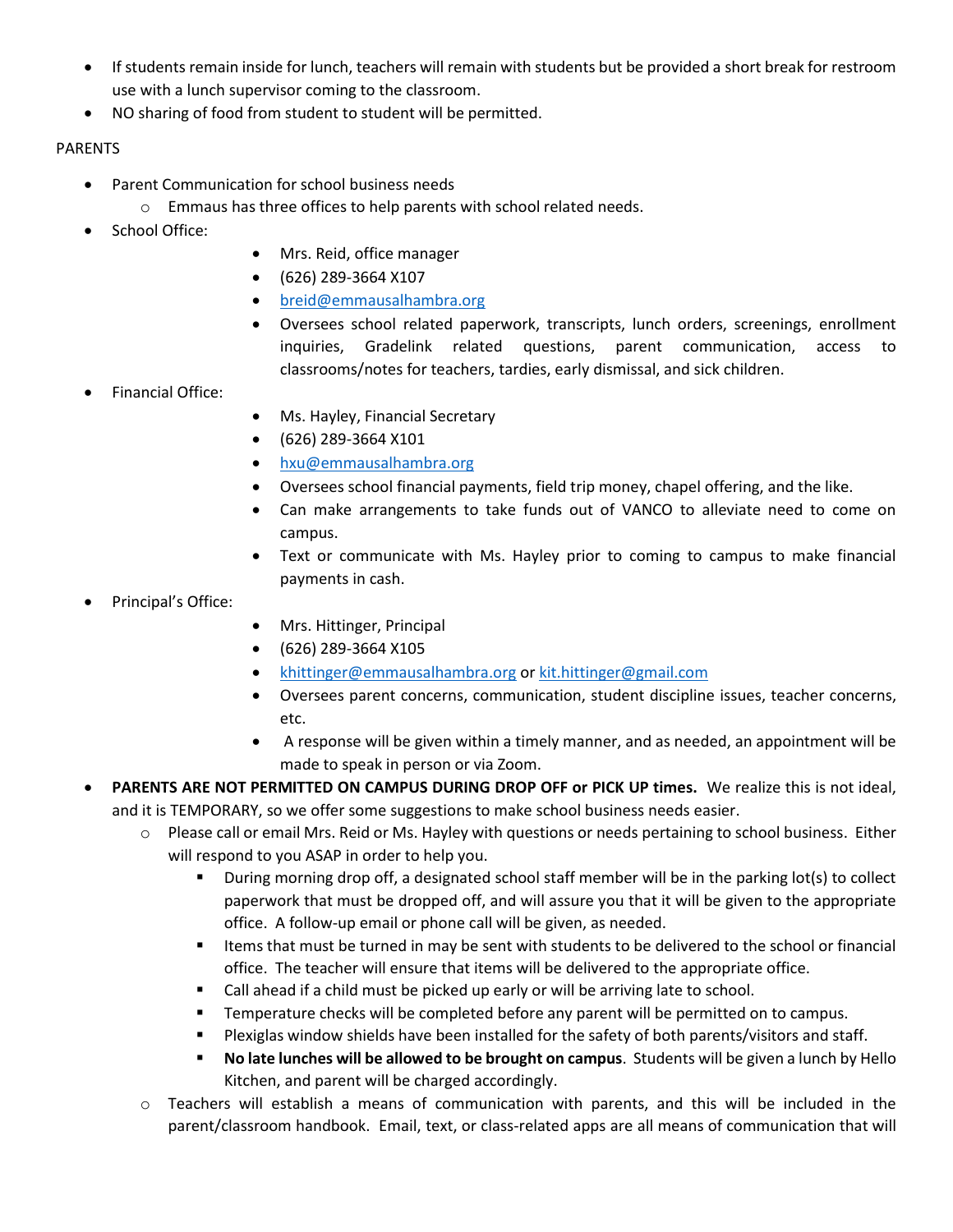- If students remain inside for lunch, teachers will remain with students but be provided a short break for restroom use with a lunch supervisor coming to the classroom.
- NO sharing of food from student to student will be permitted.

PARENTS

- Parent Communication for school business needs
  - Emmaus has three offices to help parents with school related needs.
- School Office:
  - Mrs. Reid, office manager
  - (626) 289-3664 X107
  - breid@emmausalhambra.org
  - Oversees school related paperwork, transcripts, lunch orders, screenings, enrollment inquiries, Gradelink related questions, parent communication, access to classrooms/notes for teachers, tardies, early dismissal, and sick children.
- Financial Office:
  - Ms. Hayley, Financial Secretary
  - (626) 289-3664 X101
  - hxu@emmausalhambra.org
  - Oversees school financial payments, field trip money, chapel offering, and the like.
  - Can make arrangements to take funds out of VANCO to alleviate need to come on campus.
  - Text or communicate with Ms. Hayley prior to coming to campus to make financial payments in cash.
- Principal's Office:
  - Mrs. Hittinger, Principal
  - (626) 289-3664 X105
  - khittinger@emmausalhambra.org or kit.hittinger@gmail.com
  - Oversees parent concerns, communication, student discipline issues, teacher concerns, etc.
  - A response will be given within a timely manner, and as needed, an appointment will be made to speak in person or via Zoom.
- **PARENTS ARE NOT PERMITTED ON CAMPUS DURING DROP OFF or PICK UP times.** We realize this is not ideal, and it is TEMPORARY, so we offer some suggestions to make school business needs easier.
  - Please call or email Mrs. Reid or Ms. Hayley with questions or needs pertaining to school business. Either will respond to you ASAP in order to help you.
    - During morning drop off, a designated school staff member will be in the parking lot(s) to collect paperwork that must be dropped off, and will assure you that it will be given to the appropriate office. A follow-up email or phone call will be given, as needed.
    - Items that must be turned in may be sent with students to be delivered to the school or financial office. The teacher will ensure that items will be delivered to the appropriate office.
    - Call ahead if a child must be picked up early or will be arriving late to school.
    - Temperature checks will be completed before any parent will be permitted on to campus.
    - Plexiglas window shields have been installed for the safety of both parents/visitors and staff.
    - **No late lunches will be allowed to be brought on campus**. Students will be given a lunch by Hello Kitchen, and parent will be charged accordingly.
  - Teachers will establish a means of communication with parents, and this will be included in the parent/classroom handbook. Email, text, or class-related apps are all means of communication that will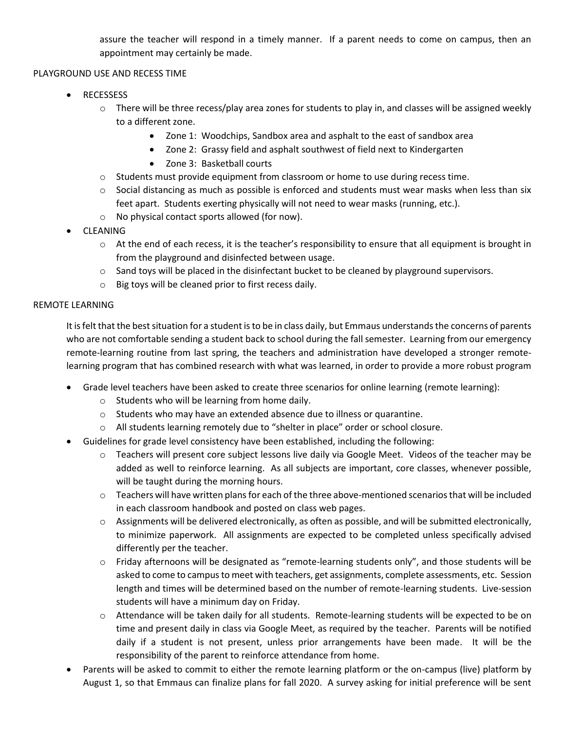assure the teacher will respond in a timely manner. If a parent needs to come on campus, then an appointment may certainly be made.

PLAYGROUND USE AND RECESS TIME

- RECESSESS
  - There will be three recess/play area zones for students to play in, and classes will be assigned weekly to a different zone.
    - Zone 1: Woodchips, Sandbox area and asphalt to the east of sandbox area
    - Zone 2: Grassy field and asphalt southwest of field next to Kindergarten
    - Zone 3: Basketball courts
  - Students must provide equipment from classroom or home to use during recess time.
  - Social distancing as much as possible is enforced and students must wear masks when less than six feet apart. Students exerting physically will not need to wear masks (running, etc.).
  - No physical contact sports allowed (for now).
- CLEANING
  - At the end of each recess, it is the teacher's responsibility to ensure that all equipment is brought in from the playground and disinfected between usage.
  - Sand toys will be placed in the disinfectant bucket to be cleaned by playground supervisors.
  - Big toys will be cleaned prior to first recess daily.

REMOTE LEARNING

It is felt that the best situation for a student is to be in class daily, but Emmaus understands the concerns of parents who are not comfortable sending a student back to school during the fall semester. Learning from our emergency remote-learning routine from last spring, the teachers and administration have developed a stronger remote-learning program that has combined research with what was learned, in order to provide a more robust program

- Grade level teachers have been asked to create three scenarios for online learning (remote learning):
  - Students who will be learning from home daily.
  - Students who may have an extended absence due to illness or quarantine.
  - All students learning remotely due to "shelter in place" order or school closure.
- Guidelines for grade level consistency have been established, including the following:
  - Teachers will present core subject lessons live daily via Google Meet. Videos of the teacher may be added as well to reinforce learning. As all subjects are important, core classes, whenever possible, will be taught during the morning hours.
  - Teachers will have written plans for each of the three above-mentioned scenarios that will be included in each classroom handbook and posted on class web pages.
  - Assignments will be delivered electronically, as often as possible, and will be submitted electronically, to minimize paperwork. All assignments are expected to be completed unless specifically advised differently per the teacher.
  - Friday afternoons will be designated as "remote-learning students only", and those students will be asked to come to campus to meet with teachers, get assignments, complete assessments, etc. Session length and times will be determined based on the number of remote-learning students. Live-session students will have a minimum day on Friday.
  - Attendance will be taken daily for all students. Remote-learning students will be expected to be on time and present daily in class via Google Meet, as required by the teacher. Parents will be notified daily if a student is not present, unless prior arrangements have been made. It will be the responsibility of the parent to reinforce attendance from home.
- Parents will be asked to commit to either the remote learning platform or the on-campus (live) platform by August 1, so that Emmaus can finalize plans for fall 2020. A survey asking for initial preference will be sent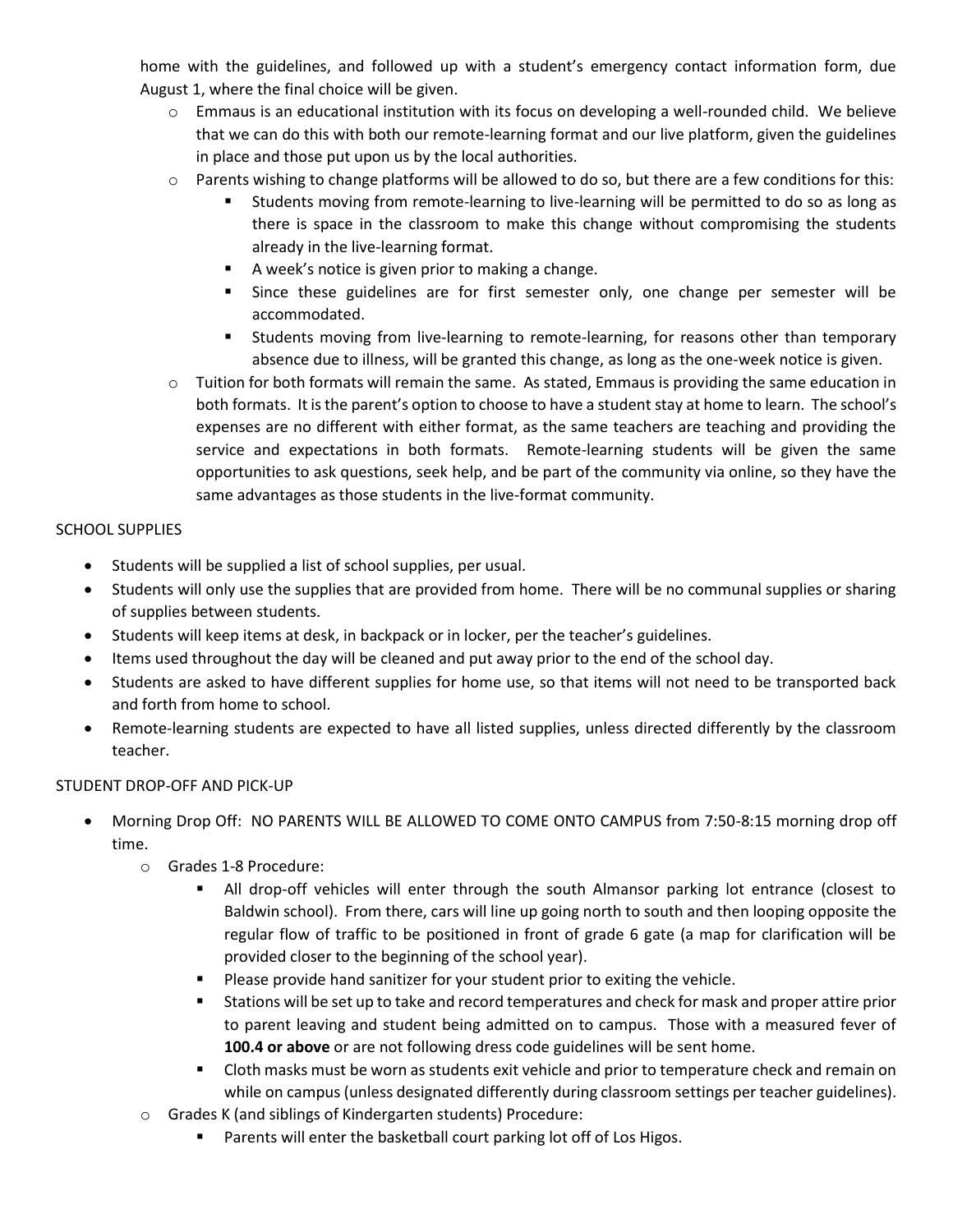home with the guidelines, and followed up with a student's emergency contact information form, due August 1, where the final choice will be given.

- Emmaus is an educational institution with its focus on developing a well-rounded child. We believe that we can do this with both our remote-learning format and our live platform, given the guidelines in place and those put upon us by the local authorities.
- Parents wishing to change platforms will be allowed to do so, but there are a few conditions for this:
  - Students moving from remote-learning to live-learning will be permitted to do so as long as there is space in the classroom to make this change without compromising the students already in the live-learning format.
  - A week's notice is given prior to making a change.
  - Since these guidelines are for first semester only, one change per semester will be accommodated.
  - Students moving from live-learning to remote-learning, for reasons other than temporary absence due to illness, will be granted this change, as long as the one-week notice is given.
- Tuition for both formats will remain the same. As stated, Emmaus is providing the same education in both formats. It is the parent's option to choose to have a student stay at home to learn. The school's expenses are no different with either format, as the same teachers are teaching and providing the service and expectations in both formats. Remote-learning students will be given the same opportunities to ask questions, seek help, and be part of the community via online, so they have the same advantages as those students in the live-format community.

SCHOOL SUPPLIES

- Students will be supplied a list of school supplies, per usual.
- Students will only use the supplies that are provided from home. There will be no communal supplies or sharing of supplies between students.
- Students will keep items at desk, in backpack or in locker, per the teacher's guidelines.
- Items used throughout the day will be cleaned and put away prior to the end of the school day.
- Students are asked to have different supplies for home use, so that items will not need to be transported back and forth from home to school.
- Remote-learning students are expected to have all listed supplies, unless directed differently by the classroom teacher.

STUDENT DROP-OFF AND PICK-UP

- Morning Drop Off: NO PARENTS WILL BE ALLOWED TO COME ONTO CAMPUS from 7:50-8:15 morning drop off time.
  - Grades 1-8 Procedure:
    - All drop-off vehicles will enter through the south Almansor parking lot entrance (closest to Baldwin school). From there, cars will line up going north to south and then looping opposite the regular flow of traffic to be positioned in front of grade 6 gate (a map for clarification will be provided closer to the beginning of the school year).
    - Please provide hand sanitizer for your student prior to exiting the vehicle.
    - Stations will be set up to take and record temperatures and check for mask and proper attire prior to parent leaving and student being admitted on to campus. Those with a measured fever of **100.4 or above** or are not following dress code guidelines will be sent home.
    - Cloth masks must be worn as students exit vehicle and prior to temperature check and remain on while on campus (unless designated differently during classroom settings per teacher guidelines).
  - Grades K (and siblings of Kindergarten students) Procedure:
    - Parents will enter the basketball court parking lot off of Los Higos.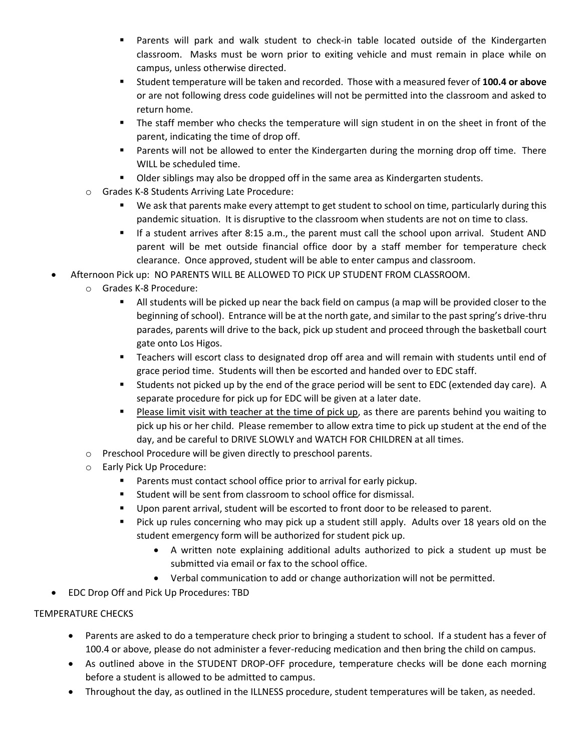- Parents will park and walk student to check-in table located outside of the Kindergarten classroom. Masks must be worn prior to exiting vehicle and must remain in place while on campus, unless otherwise directed.
    - Student temperature will be taken and recorded. Those with a measured fever of **100.4 or above** or are not following dress code guidelines will not be permitted into the classroom and asked to return home.
    - The staff member who checks the temperature will sign student in on the sheet in front of the parent, indicating the time of drop off.
    - Parents will not be allowed to enter the Kindergarten during the morning drop off time. There WILL be scheduled time.
    - Older siblings may also be dropped off in the same area as Kindergarten students.
  - Grades K-8 Students Arriving Late Procedure:
    - We ask that parents make every attempt to get student to school on time, particularly during this pandemic situation. It is disruptive to the classroom when students are not on time to class.
    - If a student arrives after 8:15 a.m., the parent must call the school upon arrival. Student AND parent will be met outside financial office door by a staff member for temperature check clearance. Once approved, student will be able to enter campus and classroom.
- Afternoon Pick up: NO PARENTS WILL BE ALLOWED TO PICK UP STUDENT FROM CLASSROOM.
  - Grades K-8 Procedure:
    - All students will be picked up near the back field on campus (a map will be provided closer to the beginning of school). Entrance will be at the north gate, and similar to the past spring's drive-thru parades, parents will drive to the back, pick up student and proceed through the basketball court gate onto Los Higos.
    - Teachers will escort class to designated drop off area and will remain with students until end of grace period time. Students will then be escorted and handed over to EDC staff.
    - Students not picked up by the end of the grace period will be sent to EDC (extended day care). A separate procedure for pick up for EDC will be given at a later date.
    - <u>Please limit visit with teacher at the time of pick up</u>, as there are parents behind you waiting to pick up his or her child. Please remember to allow extra time to pick up student at the end of the day, and be careful to DRIVE SLOWLY and WATCH FOR CHILDREN at all times.
  - Preschool Procedure will be given directly to preschool parents.
  - Early Pick Up Procedure:
    - Parents must contact school office prior to arrival for early pickup.
    - Student will be sent from classroom to school office for dismissal.
    - Upon parent arrival, student will be escorted to front door to be released to parent.
    - Pick up rules concerning who may pick up a student still apply. Adults over 18 years old on the student emergency form will be authorized for student pick up.
      - A written note explaining additional adults authorized to pick a student up must be submitted via email or fax to the school office.
      - Verbal communication to add or change authorization will not be permitted.
- EDC Drop Off and Pick Up Procedures: TBD

TEMPERATURE CHECKS

- Parents are asked to do a temperature check prior to bringing a student to school. If a student has a fever of 100.4 or above, please do not administer a fever-reducing medication and then bring the child on campus.
- As outlined above in the STUDENT DROP-OFF procedure, temperature checks will be done each morning before a student is allowed to be admitted to campus.
- Throughout the day, as outlined in the ILLNESS procedure, student temperatures will be taken, as needed.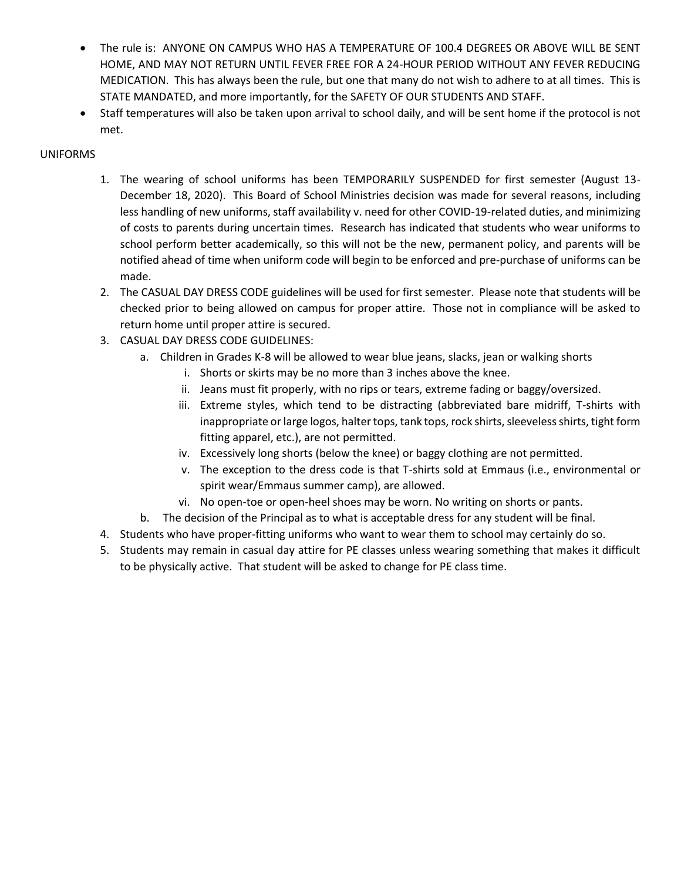- The rule is: ANYONE ON CAMPUS WHO HAS A TEMPERATURE OF 100.4 DEGREES OR ABOVE WILL BE SENT HOME, AND MAY NOT RETURN UNTIL FEVER FREE FOR A 24-HOUR PERIOD WITHOUT ANY FEVER REDUCING MEDICATION. This has always been the rule, but one that many do not wish to adhere to at all times. This is STATE MANDATED, and more importantly, for the SAFETY OF OUR STUDENTS AND STAFF.
- Staff temperatures will also be taken upon arrival to school daily, and will be sent home if the protocol is not met.

UNIFORMS

1. The wearing of school uniforms has been TEMPORARILY SUSPENDED for first semester (August 13-December 18, 2020). This Board of School Ministries decision was made for several reasons, including less handling of new uniforms, staff availability v. need for other COVID-19-related duties, and minimizing of costs to parents during uncertain times. Research has indicated that students who wear uniforms to school perform better academically, so this will not be the new, permanent policy, and parents will be notified ahead of time when uniform code will begin to be enforced and pre-purchase of uniforms can be made.
2. The CASUAL DAY DRESS CODE guidelines will be used for first semester. Please note that students will be checked prior to being allowed on campus for proper attire. Those not in compliance will be asked to return home until proper attire is secured.
3. CASUAL DAY DRESS CODE GUIDELINES:
   a. Children in Grades K-8 will be allowed to wear blue jeans, slacks, jean or walking shorts
      i. Shorts or skirts may be no more than 3 inches above the knee.
      ii. Jeans must fit properly, with no rips or tears, extreme fading or baggy/oversized.
      iii. Extreme styles, which tend to be distracting (abbreviated bare midriff, T-shirts with inappropriate or large logos, halter tops, tank tops, rock shirts, sleeveless shirts, tight form fitting apparel, etc.), are not permitted.
      iv. Excessively long shorts (below the knee) or baggy clothing are not permitted.
      v. The exception to the dress code is that T-shirts sold at Emmaus (i.e., environmental or spirit wear/Emmaus summer camp), are allowed.
      vi. No open-toe or open-heel shoes may be worn. No writing on shorts or pants.
   b. The decision of the Principal as to what is acceptable dress for any student will be final.
4. Students who have proper-fitting uniforms who want to wear them to school may certainly do so.
5. Students may remain in casual day attire for PE classes unless wearing something that makes it difficult to be physically active. That student will be asked to change for PE class time.